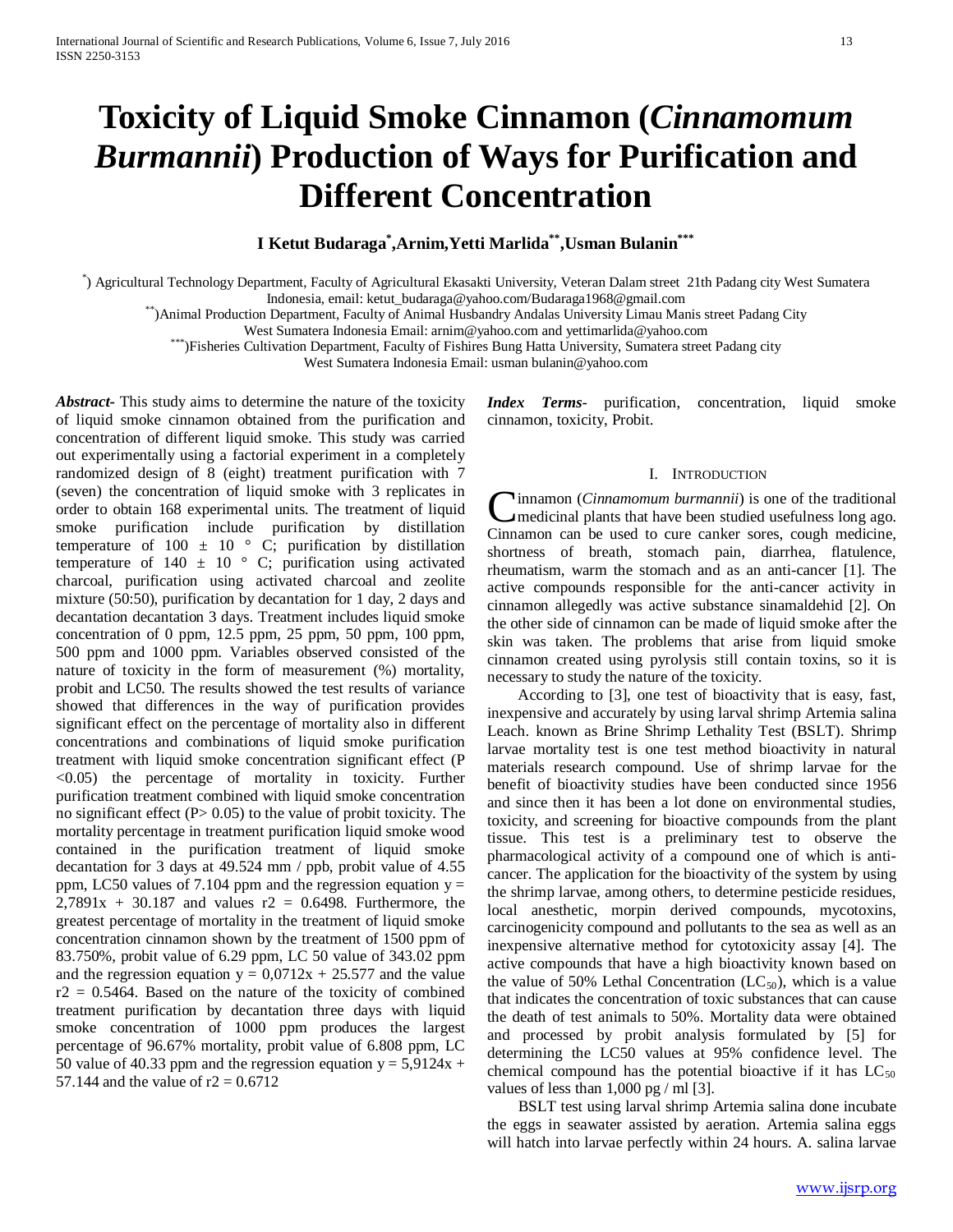# Toxicity of Liquid Smoke Cinnamon (*Cinnamomum Burmannii*) Production of Ways for Purification and Different Concentration

**I Ketut Budaraga[*], Arnim, Yetti Marlida[**], Usman Bulanin[***]**

[*]) Agricultural Technology Department, Faculty of Agricultural Ekasakti University, Veteran Dalam street 21th Padang city West Sumatera Indonesia, email: ketut_budaraga@yahoo.com/Budaraga1968@gmail.com

[**])Animal Production Department, Faculty of Animal Husbandry Andalas University Limau Manis street Padang City West Sumatera Indonesia Email: arnim@yahoo.com and yettimarlida@yahoo.com

[***])Fisheries Cultivation Department, Faculty of Fishires Bung Hatta University, Sumatera street Padang city West Sumatera Indonesia Email: usman bulanin@yahoo.com

***Abstract***- This study aims to determine the nature of the toxicity of liquid smoke cinnamon obtained from the purification and concentration of different liquid smoke. This study was carried out experimentally using a factorial experiment in a completely randomized design of 8 (eight) treatment purification with 7 (seven) the concentration of liquid smoke with 3 replicates in order to obtain 168 experimental units. The treatment of liquid smoke purification include purification by distillation temperature of 100 ± 10 ° C; purification by distillation temperature of 140 ± 10 ° C; purification using activated charcoal, purification using activated charcoal and zeolite mixture (50:50), purification by decantation for 1 day, 2 days and decantation decantation 3 days. Treatment includes liquid smoke concentration of 0 ppm, 12.5 ppm, 25 ppm, 50 ppm, 100 ppm, 500 ppm and 1000 ppm. Variables observed consisted of the nature of toxicity in the form of measurement (%) mortality, probit and LC50. The results showed the test results of variance showed that differences in the way of purification provides significant effect on the percentage of mortality also in different concentrations and combinations of liquid smoke purification treatment with liquid smoke concentration significant effect ($P < 0.05$) the percentage of mortality in toxicity. Further purification treatment combined with liquid smoke concentration no significant effect ($P > 0.05$) to the value of probit toxicity. The mortality percentage in treatment purification liquid smoke wood contained in the purification treatment of liquid smoke decantation for 3 days at 49.524 mm / ppb, probit value of 4.55 ppm, LC50 values of 7.104 ppm and the regression equation $y = 2{,}7891x + 30.187$ and values $r2 = 0.6498$. Furthermore, the greatest percentage of mortality in the treatment of liquid smoke concentration cinnamon shown by the treatment of 1500 ppm of 83.750%, probit value of 6.29 ppm, LC 50 value of 343.02 ppm and the regression equation $y = 0{,}0712x + 25.577$ and the value $r2 = 0.5464$. Based on the nature of the toxicity of combined treatment purification by decantation three days with liquid smoke concentration of 1000 ppm produces the largest percentage of 96.67% mortality, probit value of 6.808 ppm, LC 50 value of 40.33 ppm and the regression equation $y = 5{,}9124x + 57.144$ and the value of $r2 = 0.6712$

***Index Terms***- purification, concentration, liquid smoke cinnamon, toxicity, Probit.

## I. Introduction

Cinnamon (*Cinnamomum burmannii*) is one of the traditional medicinal plants that have been studied usefulness long ago. Cinnamon can be used to cure canker sores, cough medicine, shortness of breath, stomach pain, diarrhea, flatulence, rheumatism, warm the stomach and as an anti-cancer [1]. The active compounds responsible for the anti-cancer activity in cinnamon allegedly was active substance sinamaldehid [2]. On the other side of cinnamon can be made of liquid smoke after the skin was taken. The problems that arise from liquid smoke cinnamon created using pyrolysis still contain toxins, so it is necessary to study the nature of the toxicity.

According to [3], one test of bioactivity that is easy, fast, inexpensive and accurately by using larval shrimp Artemia salina Leach. known as Brine Shrimp Lethality Test (BSLT). Shrimp larvae mortality test is one test method bioactivity in natural materials research compound. Use of shrimp larvae for the benefit of bioactivity studies have been conducted since 1956 and since then it has been a lot done on environmental studies, toxicity, and screening for bioactive compounds from the plant tissue. This test is a preliminary test to observe the pharmacological activity of a compound one of which is anti-cancer. The application for the bioactivity of the system by using the shrimp larvae, among others, to determine pesticide residues, local anesthetic, morpin derived compounds, mycotoxins, carcinogenicity compound and pollutants to the sea as well as an inexpensive alternative method for cytotoxicity assay [4]. The active compounds that have a high bioactivity known based on the value of 50% Lethal Concentration ($LC_{50}$), which is a value that indicates the concentration of toxic substances that can cause the death of test animals to 50%. Mortality data were obtained and processed by probit analysis formulated by [5] for determining the LC50 values at 95% confidence level. The chemical compound has the potential bioactive if it has $LC_{50}$ values of less than 1,000 pg / ml [3].

BSLT test using larval shrimp Artemia salina done incubate the eggs in seawater assisted by aeration. Artemia salina eggs will hatch into larvae perfectly within 24 hours. A. salina larvae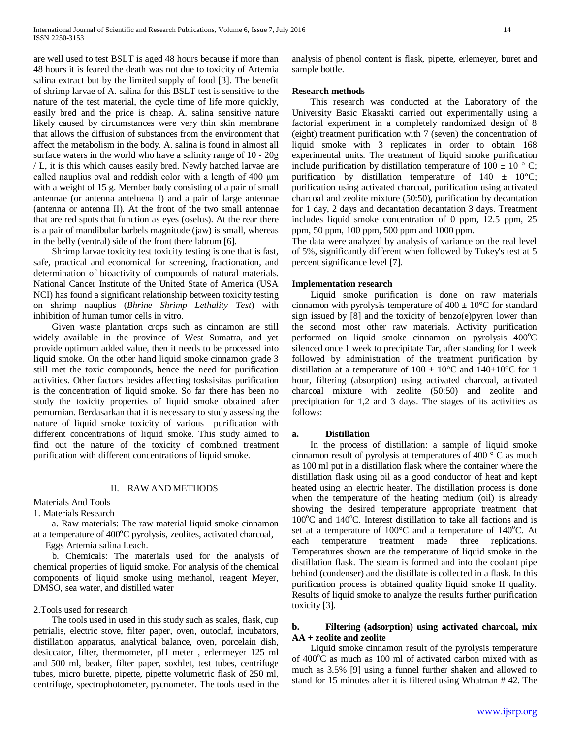are well used to test BSLT is aged 48 hours because if more than 48 hours it is feared the death was not due to toxicity of Artemia salina extract but by the limited supply of food [3]. The benefit of shrimp larvae of A. salina for this BSLT test is sensitive to the nature of the test material, the cycle time of life more quickly, easily bred and the price is cheap. A. salina sensitive nature likely caused by circumstances were very thin skin membrane that allows the diffusion of substances from the environment that affect the metabolism in the body. A. salina is found in almost all surface waters in the world who have a salinity range of 10 - 20g / L, it is this which causes easily bred. Newly hatched larvae are called nauplius oval and reddish color with a length of 400 μm with a weight of 15 g. Member body consisting of a pair of small antennae (or antenna anteluena I) and a pair of large antennae (antenna or antenna II). At the front of the two small antennae that are red spots that function as eyes (oselus). At the rear there is a pair of mandibular barbels magnitude (jaw) is small, whereas in the belly (ventral) side of the front there labrum [6].

Shrimp larvae toxicity test toxicity testing is one that is fast, safe, practical and economical for screening, fractionation, and determination of bioactivity of compounds of natural materials. National Cancer Institute of the United State of America (USA NCI) has found a significant relationship between toxicity testing on shrimp nauplius (*Bhrine Shrimp Lethality Test*) with inhibition of human tumor cells in vitro.

Given waste plantation crops such as cinnamon are still widely available in the province of West Sumatra, and yet provide optimum added value, then it needs to be processed into liquid smoke. On the other hand liquid smoke cinnamon grade 3 still met the toxic compounds, hence the need for purification activities. Other factors besides affecting tosksisitas purification is the concentration of liquid smoke. So far there has been no study the toxicity properties of liquid smoke obtained after pemurnian. Berdasarkan that it is necessary to study assessing the nature of liquid smoke toxicity of various purification with different concentrations of liquid smoke. This study aimed to find out the nature of the toxicity of combined treatment purification with different concentrations of liquid smoke.

## II. RAW AND METHODS

Materials And Tools

1. Materials Research

a. Raw materials: The raw material liquid smoke cinnamon at a temperature of 400°C pyrolysis, zeolites, activated charcoal, Eggs Artemia salina Leach.

b. Chemicals: The materials used for the analysis of chemical properties of liquid smoke. For analysis of the chemical components of liquid smoke using methanol, reagent Meyer, DMSO, sea water, and distilled water

2. Tools used for research

The tools used in used in this study such as scales, flask, cup petrialis, electric stove, filter paper, oven, outoclaf, incubators, distillation apparatus, analytical balance, oven, porcelain dish, desiccator, filter, thermometer, pH meter , erlenmeyer 125 ml and 500 ml, beaker, filter paper, soxhlet, test tubes, centrifuge tubes, micro burette, pipette, pipette volumetric flask of 250 ml, centrifuge, spectrophotometer, pycnometer. The tools used in the analysis of phenol content is flask, pipette, erlemeyer, buret and sample bottle.

**Research methods**

This research was conducted at the Laboratory of the University Basic Ekasakti carried out experimentally using a factorial experiment in a completely randomized design of 8 (eight) treatment purification with 7 (seven) the concentration of liquid smoke with 3 replicates in order to obtain 168 experimental units. The treatment of liquid smoke purification include purification by distillation temperature of 100 ± 10 ° C; purification by distillation temperature of 140 ± 10°C; purification using activated charcoal, purification using activated charcoal and zeolite mixture (50:50), purification by decantation for 1 day, 2 days and decantation decantation 3 days. Treatment includes liquid smoke concentration of 0 ppm, 12.5 ppm, 25 ppm, 50 ppm, 100 ppm, 500 ppm and 1000 ppm.

The data were analyzed by analysis of variance on the real level of 5%, significantly different when followed by Tukey's test at 5 percent significance level [7].

**Implementation research**

Liquid smoke purification is done on raw materials cinnamon with pyrolysis temperature of 400 ± 10°C for standard sign issued by [8] and the toxicity of benzo(e)pyren lower than the second most other raw materials. Activity purification performed on liquid smoke cinnamon on pyrolysis 400°C silenced once 1 week to precipitate Tar, after standing for 1 week followed by administration of the treatment purification by distillation at a temperature of 100 ± 10°C and 140±10°C for 1 hour, filtering (absorption) using activated charcoal, activated charcoal mixture with zeolite (50:50) and zeolite and precipitation for 1,2 and 3 days. The stages of its activities as follows:

**a. Distillation**

In the process of distillation: a sample of liquid smoke cinnamon result of pyrolysis at temperatures of 400 ° C as much as 100 ml put in a distillation flask where the container where the distillation flask using oil as a good conductor of heat and kept heated using an electric heater. The distillation process is done when the temperature of the heating medium (oil) is already showing the desired temperature appropriate treatment that 100°C and 140°C. Interest distillation to take all factions and is set at a temperature of 100°C and a temperature of 140°C. At each temperature treatment made three replications. Temperatures shown are the temperature of liquid smoke in the distillation flask. The steam is formed and into the coolant pipe behind (condenser) and the distillate is collected in a flask. In this purification process is obtained quality liquid smoke II quality. Results of liquid smoke to analyze the results further purification toxicity [3].

**b. Filtering (adsorption) using activated charcoal, mix AA + zeolite and zeolite**

Liquid smoke cinnamon result of the pyrolysis temperature of 400°C as much as 100 ml of activated carbon mixed with as much as 3.5% [9] using a funnel further shaken and allowed to stand for 15 minutes after it is filtered using Whatman # 42. The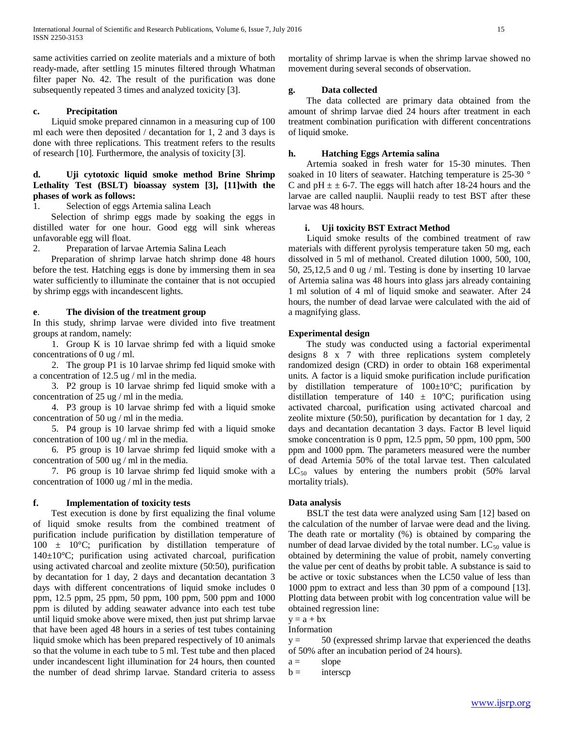same activities carried on zeolite materials and a mixture of both ready-made, after settling 15 minutes filtered through Whatman filter paper No. 42. The result of the purification was done subsequently repeated 3 times and analyzed toxicity [3].

### c. Precipitation

Liquid smoke prepared cinnamon in a measuring cup of 100 ml each were then deposited / decantation for 1, 2 and 3 days is done with three replications. This treatment refers to the results of research [10]. Furthermore, the analysis of toxicity [3].

### d. Uji cytotoxic liquid smoke method Brine Shrimp Lethality Test (BSLT) bioassay system [3], [11]with the phases of work as follows:

1. Selection of eggs Artemia salina Leach

Selection of shrimp eggs made by soaking the eggs in distilled water for one hour. Good egg will sink whereas unfavorable egg will float.

2. Preparation of larvae Artemia Salina Leach

Preparation of shrimp larvae hatch shrimp done 48 hours before the test. Hatching eggs is done by immersing them in sea water sufficiently to illuminate the container that is not occupied by shrimp eggs with incandescent lights.

### e. The division of the treatment group

In this study, shrimp larvae were divided into five treatment groups at random, namely:

1. Group K is 10 larvae shrimp fed with a liquid smoke concentrations of 0 ug / ml.
2. The group P1 is 10 larvae shrimp fed liquid smoke with a concentration of 12.5 ug / ml in the media.
3. P2 group is 10 larvae shrimp fed liquid smoke with a concentration of 25 ug / ml in the media.
4. P3 group is 10 larvae shrimp fed with a liquid smoke concentration of 50 ug / ml in the media.
5. P4 group is 10 larvae shrimp fed with a liquid smoke concentration of 100 ug / ml in the media.
6. P5 group is 10 larvae shrimp fed liquid smoke with a concentration of 500 ug / ml in the media.
7. P6 group is 10 larvae shrimp fed liquid smoke with a concentration of 1000 ug / ml in the media.

### f. Implementation of toxicity tests

Test execution is done by first equalizing the final volume of liquid smoke results from the combined treatment of purification include purification by distillation temperature of 100 ± 10°C; purification by distillation temperature of 140±10°C; purification using activated charcoal, purification using activated charcoal and zeolite mixture (50:50), purification by decantation for 1 day, 2 days and decantation decantation 3 days with different concentrations of liquid smoke includes 0 ppm, 12.5 ppm, 25 ppm, 50 ppm, 100 ppm, 500 ppm and 1000 ppm is diluted by adding seawater advance into each test tube until liquid smoke above were mixed, then just put shrimp larvae that have been aged 48 hours in a series of test tubes containing liquid smoke which has been prepared respectively of 10 animals so that the volume in each tube to 5 ml. Test tube and then placed under incandescent light illumination for 24 hours, then counted the number of dead shrimp larvae. Standard criteria to assess mortality of shrimp larvae is when the shrimp larvae showed no movement during several seconds of observation.

### g. Data collected

The data collected are primary data obtained from the amount of shrimp larvae died 24 hours after treatment in each treatment combination purification with different concentrations of liquid smoke.

### h. Hatching Eggs Artemia salina

Artemia soaked in fresh water for 15-30 minutes. Then soaked in 10 liters of seawater. Hatching temperature is 25-30 ° C and pH ± ± 6-7. The eggs will hatch after 18-24 hours and the larvae are called nauplii. Nauplii ready to test BST after these larvae was 48 hours.

### i. Uji toxicity BST Extract Method

Liquid smoke results of the combined treatment of raw materials with different pyrolysis temperature taken 50 mg, each dissolved in 5 ml of methanol. Created dilution 1000, 500, 100, 50, 25,12,5 and 0 ug / ml. Testing is done by inserting 10 larvae of Artemia salina was 48 hours into glass jars already containing 1 ml solution of 4 ml of liquid smoke and seawater. After 24 hours, the number of dead larvae were calculated with the aid of a magnifying glass.

### Experimental design

The study was conducted using a factorial experimental designs 8 x 7 with three replications system completely randomized design (CRD) in order to obtain 168 experimental units. A factor is a liquid smoke purification include purification by distillation temperature of 100±10°C; purification by distillation temperature of 140 ± 10°C; purification using activated charcoal, purification using activated charcoal and zeolite mixture (50:50), purification by decantation for 1 day, 2 days and decantation decantation 3 days. Factor B level liquid smoke concentration is 0 ppm, 12.5 ppm, 50 ppm, 100 ppm, 500 ppm and 1000 ppm. The parameters measured were the number of dead Artemia 50% of the total larvae test. Then calculated $LC_{50}$ values by entering the numbers probit (50% larval mortality trials).

### Data analysis

BSLT the test data were analyzed using Sam [12] based on the calculation of the number of larvae were dead and the living. The death rate or mortality (%) is obtained by comparing the number of dead larvae divided by the total number. $LC_{50}$ value is obtained by determining the value of probit, namely converting the value per cent of deaths by probit table. A substance is said to be active or toxic substances when the LC50 value of less than 1000 ppm to extract and less than 30 ppm of a compound [13]. Plotting data between probit with log concentration value will be obtained regression line:

$y = a + bx$

Information

y = 50 (expressed shrimp larvae that experienced the deaths of 50% after an incubation period of 24 hours).

a = slope

b = interscp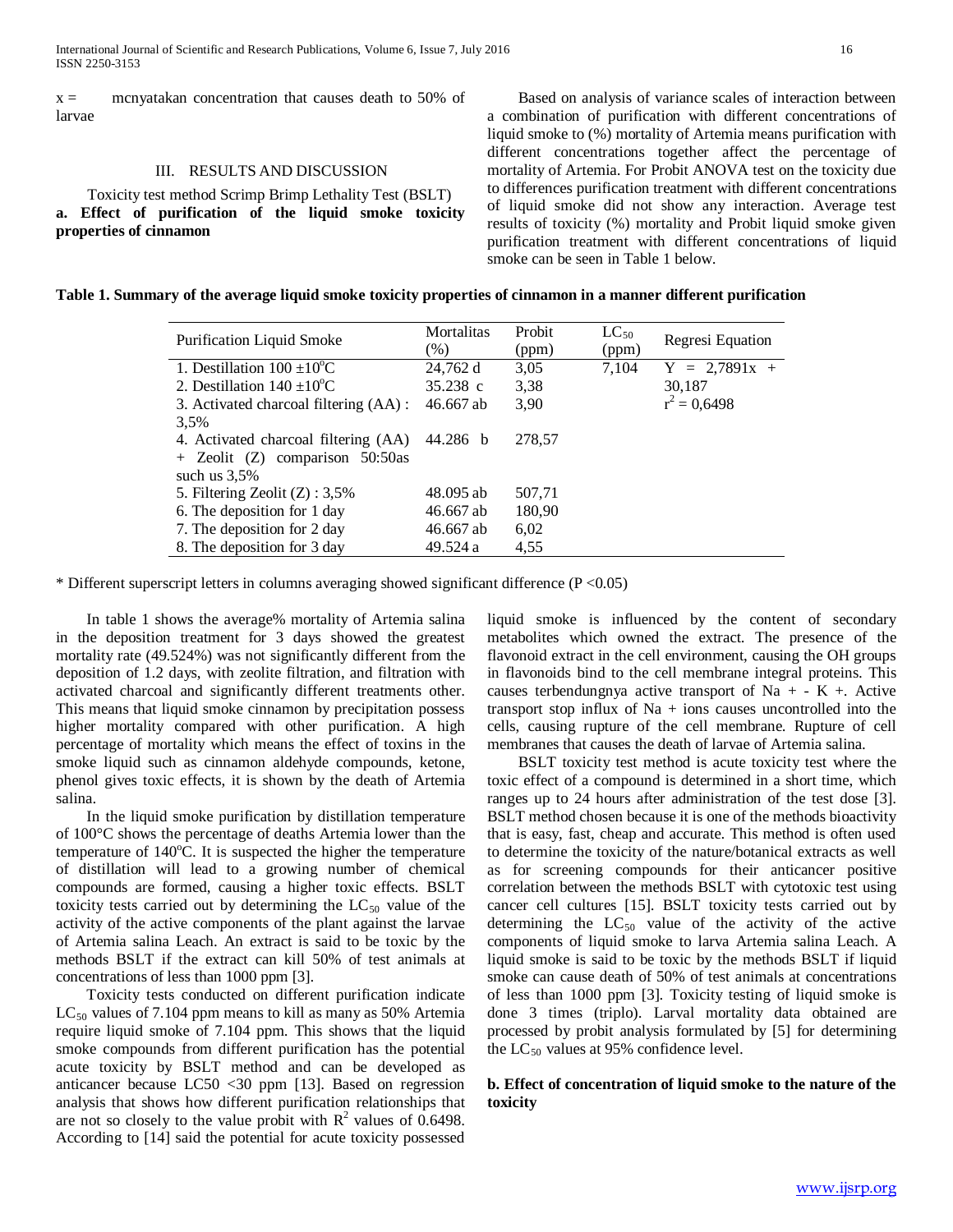x = mcnyatakan concentration that causes death to 50% of larvae

## III. RESULTS AND DISCUSSION

Toxicity test method Scrimp Brimp Lethality Test (BSLT)

**a. Effect of purification of the liquid smoke toxicity properties of cinnamon**

Based on analysis of variance scales of interaction between a combination of purification with different concentrations of liquid smoke to (%) mortality of Artemia means purification with different concentrations together affect the percentage of mortality of Artemia. For Probit ANOVA test on the toxicity due to differences purification treatment with different concentrations of liquid smoke did not show any interaction. Average test results of toxicity (%) mortality and Probit liquid smoke given purification treatment with different concentrations of liquid smoke can be seen in Table 1 below.

**Table 1. Summary of the average liquid smoke toxicity properties of cinnamon in a manner different purification**

| Purification Liquid Smoke | Mortalitas (%) | Probit (ppm) | $LC_{50}$ (ppm) | Regresi Equation |
|---|---|---|---|---|
| 1. Destillation $100 \pm 10^{o}C$ | 24,762 d | 3,05 | 7,104 | Y = 2,7891x + 30,187 $r^2 = 0,6498$ |
| 2. Destillation $140 \pm 10^{o}C$ | 35.238 c | 3,38 | | |
| 3. Activated charcoal filtering (AA) : 3,5% | 46.667 ab | 3,90 | | |
| 4. Activated charcoal filtering (AA) + Zeolit (Z) comparison 50:50as such us 3,5% | 44.286 b | 278,57 | | |
| 5. Filtering Zeolit (Z) : 3,5% | 48.095 ab | 507,71 | | |
| 6. The deposition for 1 day | 46.667 ab | 180,90 | | |
| 7. The deposition for 2 day | 46.667 ab | 6,02 | | |
| 8. The deposition for 3 day | 49.524 a | 4,55 | | |

\* Different superscript letters in columns averaging showed significant difference ($P < 0.05$)

In table 1 shows the average% mortality of Artemia salina in the deposition treatment for 3 days showed the greatest mortality rate (49.524%) was not significantly different from the deposition of 1.2 days, with zeolite filtration, and filtration with activated charcoal and significantly different treatments other. This means that liquid smoke cinnamon by precipitation possess higher mortality compared with other purification. A high percentage of mortality which means the effect of toxins in the smoke liquid such as cinnamon aldehyde compounds, ketone, phenol gives toxic effects, it is shown by the death of Artemia salina.

In the liquid smoke purification by distillation temperature of 100°C shows the percentage of deaths Artemia lower than the temperature of $140^{o}C$. It is suspected the higher the temperature of distillation will lead to a growing number of chemical compounds are formed, causing a higher toxic effects. BSLT toxicity tests carried out by determining the $LC_{50}$ value of the activity of the active components of the plant against the larvae of Artemia salina Leach. An extract is said to be toxic by the methods BSLT if the extract can kill 50% of test animals at concentrations of less than 1000 ppm [3].

Toxicity tests conducted on different purification indicate $LC_{50}$ values of 7.104 ppm means to kill as many as 50% Artemia require liquid smoke of 7.104 ppm. This shows that the liquid smoke compounds from different purification has the potential acute toxicity by BSLT method and can be developed as anticancer because LC50 <30 ppm [13]. Based on regression analysis that shows how different purification relationships that are not so closely to the value probit with $R^2$ values of 0.6498. According to [14] said the potential for acute toxicity possessed liquid smoke is influenced by the content of secondary metabolites which owned the extract. The presence of the flavonoid extract in the cell environment, causing the OH groups in flavonoids bind to the cell membrane integral proteins. This causes terbendungnya active transport of $Na^+$ - $K^+$. Active transport stop influx of $Na^+$ ions causes uncontrolled into the cells, causing rupture of the cell membrane. Rupture of cell membranes that causes the death of larvae of Artemia salina.

BSLT toxicity test method is acute toxicity test where the toxic effect of a compound is determined in a short time, which ranges up to 24 hours after administration of the test dose [3]. BSLT method chosen because it is one of the methods bioactivity that is easy, fast, cheap and accurate. This method is often used to determine the toxicity of the nature/botanical extracts as well as for screening compounds for their anticancer positive correlation between the methods BSLT with cytotoxic test using cancer cell cultures [15]. BSLT toxicity tests carried out by determining the $LC_{50}$ value of the activity of the active components of liquid smoke to larva Artemia salina Leach. A liquid smoke is said to be toxic by the methods BSLT if liquid smoke can cause death of 50% of test animals at concentrations of less than 1000 ppm [3]. Toxicity testing of liquid smoke is done 3 times (triplo). Larval mortality data obtained are processed by probit analysis formulated by [5] for determining the $LC_{50}$ values at 95% confidence level.

**b. Effect of concentration of liquid smoke to the nature of the toxicity**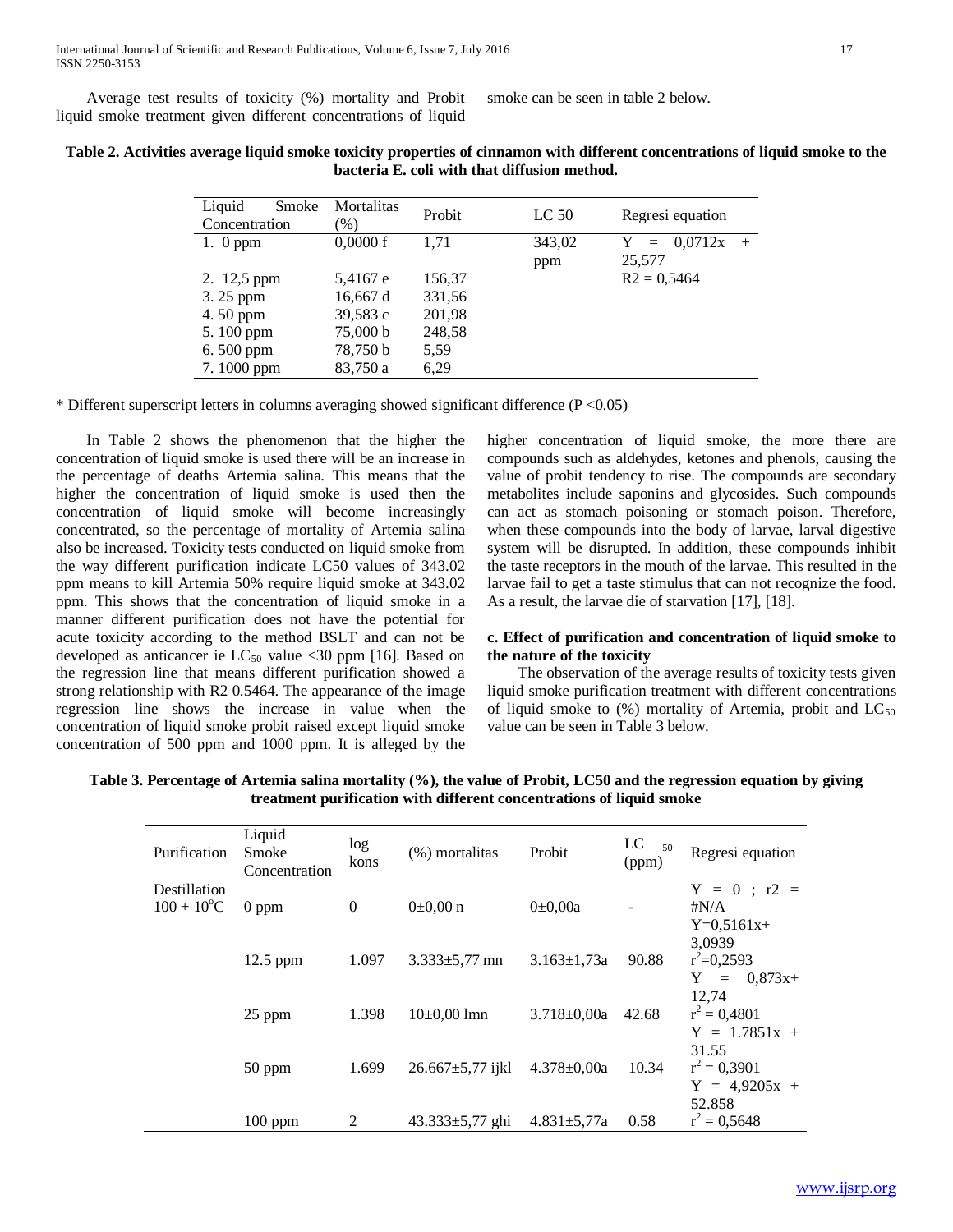Average test results of toxicity (%) mortality and Probit liquid smoke treatment given different concentrations of liquid smoke can be seen in table 2 below.

**Table 2. Activities average liquid smoke toxicity properties of cinnamon with different concentrations of liquid smoke to the bacteria E. coli with that diffusion method.**

| Liquid Smoke Concentration | Mortalitas (%) | Probit | LC 50 | Regresi equation |
|---|---|---|---|---|
| 1. 0 ppm | 0,0000 f | 1,71 | 343,02 ppm | Y = 0,0712x + 25,577 |
| 2. 12,5 ppm | 5,4167 e | 156,37 | | R2 = 0,5464 |
| 3. 25 ppm | 16,667 d | 331,56 | | |
| 4. 50 ppm | 39,583 c | 201,98 | | |
| 5. 100 ppm | 75,000 b | 248,58 | | |
| 6. 500 ppm | 78,750 b | 5,59 | | |
| 7. 1000 ppm | 83,750 a | 6,29 | | |

* Different superscript letters in columns averaging showed significant difference ($P < 0.05$)

In Table 2 shows the phenomenon that the higher the concentration of liquid smoke is used there will be an increase in the percentage of deaths Artemia salina. This means that the higher the concentration of liquid smoke is used then the concentration of liquid smoke will become increasingly concentrated, so the percentage of mortality of Artemia salina also be increased. Toxicity tests conducted on liquid smoke from the way different purification indicate LC50 values of 343.02 ppm means to kill Artemia 50% require liquid smoke at 343.02 ppm. This shows that the concentration of liquid smoke in a manner different purification does not have the potential for acute toxicity according to the method BSLT and can not be developed as anticancer ie $LC_{50}$ value <30 ppm [16]. Based on the regression line that means different purification showed a strong relationship with R2 0.5464. The appearance of the image regression line shows the increase in value when the concentration of liquid smoke probit raised except liquid smoke concentration of 500 ppm and 1000 ppm. It is alleged by the higher concentration of liquid smoke, the more there are compounds such as aldehydes, ketones and phenols, causing the value of probit tendency to rise. The compounds are secondary metabolites include saponins and glycosides. Such compounds can act as stomach poisoning or stomach poison. Therefore, when these compounds into the body of larvae, larval digestive system will be disrupted. In addition, these compounds inhibit the taste receptors in the mouth of the larvae. This resulted in the larvae fail to get a taste stimulus that can not recognize the food. As a result, the larvae die of starvation [17], [18].

### c. Effect of purification and concentration of liquid smoke to the nature of the toxicity

The observation of the average results of toxicity tests given liquid smoke purification treatment with different concentrations of liquid smoke to (%) mortality of Artemia, probit and $LC_{50}$ value can be seen in Table 3 below.

**Table 3. Percentage of Artemia salina mortality (%), the value of Probit, LC50 and the regression equation by giving treatment purification with different concentrations of liquid smoke**

| Purification | Liquid Smoke Concentration | log kons | (%) mortalitas | Probit | $LC_{50}$ (ppm) | Regresi equation |
|---|---|---|---|---|---|---|
| Destillation $100 + 10^{o}C$ | 0 ppm | 0 | 0±0,00 n | 0±0,00a | - | Y = 0 ; r2 = #N/A |
| | 12.5 ppm | 1.097 | 3.333±5,77 mn | 3.163±1,73a | 90.88 | Y=0,5161x+ 3,0939 $r^2$=0,2593 |
| | 25 ppm | 1.398 | 10±0,00 lmn | 3.718±0,00a | 42.68 | Y = 0,873x+ 12,74 $r^2$ = 0,4801 |
| | 50 ppm | 1.699 | 26.667±5,77 ijkl | 4.378±0,00a | 10.34 | Y = 1.7851x + 31.55 $r^2$ = 0,3901 |
| | 100 ppm | 2 | 43.333±5,77 ghi | 4.831±5,77a | 0.58 | Y = 4,9205x + 52.858 $r^2$ = 0,5648 |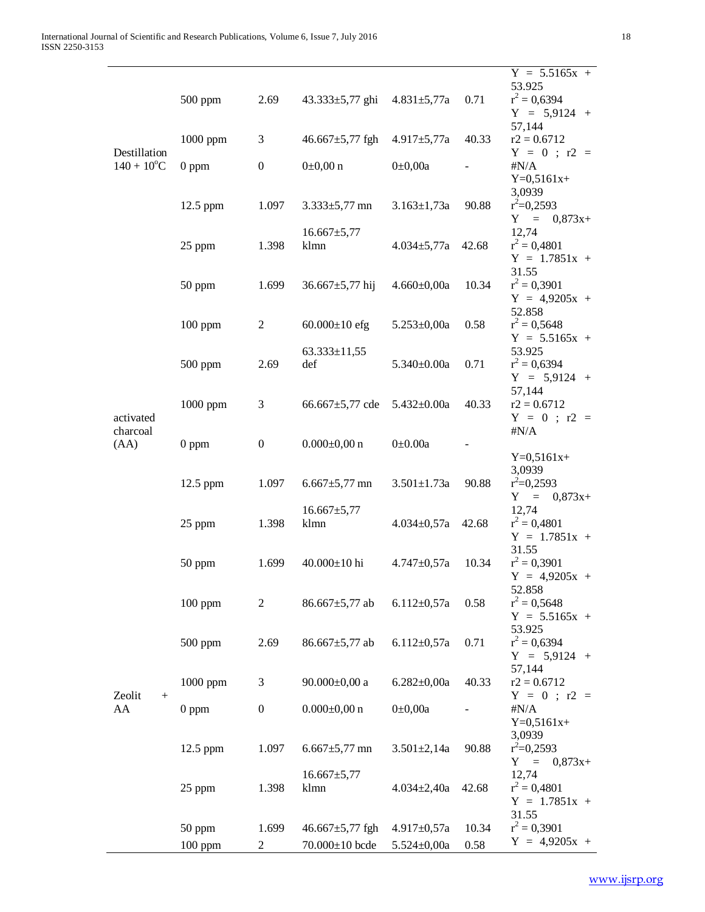| | | | | | | |
|---|---|---|---|---|---|---|
| | 500 ppm | 2.69 | 43.333±5,77 ghi | 4.831±5,77a | 0.71 | Y = 5.5165x + 53.925 $r^2$ = 0,6394 |
| | 1000 ppm | 3 | 46.667±5,77 fgh | 4.917±5,77a | 40.33 | Y = 5,9124 + 57,144 r2 = 0.6712 |
| Destillation 140 + 10°C | 0 ppm | 0 | 0±0,00 n | 0±0,00a | - | Y = 0 ; r2 = #N/A |
| | 12.5 ppm | 1.097 | 3.333±5,77 mn | 3.163±1,73a | 90.88 | Y=0,5161x+ 3,0939 $r^2$=0,2593 |
| | 25 ppm | 1.398 | 16.667±5,77 klmn | 4.034±5,77a | 42.68 | Y = 0,873x+ 12,74 $r^2$ = 0,4801 |
| | 50 ppm | 1.699 | 36.667±5,77 hij | 4.660±0,00a | 10.34 | Y = 1.7851x + 31.55 $r^2$ = 0,3901 |
| | 100 ppm | 2 | 60.000±10 efg | 5.253±0,00a | 0.58 | Y = 4,9205x + 52.858 $r^2$ = 0,5648 |
| | 500 ppm | 2.69 | 63.333±11,55 def | 5.340±0.00a | 0.71 | Y = 5.5165x + 53.925 $r^2$ = 0,6394 |
| | 1000 ppm | 3 | 66.667±5,77 cde | 5.432±0.00a | 40.33 | Y = 5,9124 + 57,144 r2 = 0.6712 |
| activated charcoal (AA) | 0 ppm | 0 | 0.000±0,00 n | 0±0.00a | - | Y = 0 ; r2 = #N/A |
| | 12.5 ppm | 1.097 | 6.667±5,77 mn | 3.501±1.73a | 90.88 | Y=0,5161x+ 3,0939 $r^2$=0,2593 |
| | 25 ppm | 1.398 | 16.667±5,77 klmn | 4.034±0,57a | 42.68 | Y = 0,873x+ 12,74 $r^2$ = 0,4801 |
| | 50 ppm | 1.699 | 40.000±10 hi | 4.747±0,57a | 10.34 | Y = 1.7851x + 31.55 $r^2$ = 0,3901 |
| | 100 ppm | 2 | 86.667±5,77 ab | 6.112±0,57a | 0.58 | Y = 4,9205x + 52.858 $r^2$ = 0,5648 |
| | 500 ppm | 2.69 | 86.667±5,77 ab | 6.112±0,57a | 0.71 | Y = 5.5165x + 53.925 $r^2$ = 0,6394 |
| | 1000 ppm | 3 | 90.000±0,00 a | 6.282±0,00a | 40.33 | Y = 5,9124 + 57,144 r2 = 0.6712 |
| Zeolit + AA | 0 ppm | 0 | 0.000±0,00 n | 0±0,00a | - | Y = 0 ; r2 = #N/A |
| | 12.5 ppm | 1.097 | 6.667±5,77 mn | 3.501±2,14a | 90.88 | Y=0,5161x+ 3,0939 $r^2$=0,2593 |
| | 25 ppm | 1.398 | 16.667±5,77 klmn | 4.034±2,40a | 42.68 | Y = 0,873x+ 12,74 $r^2$ = 0,4801 |
| | 50 ppm | 1.699 | 46.667±5,77 fgh | 4.917±0,57a | 10.34 | Y = 1.7851x + 31.55 $r^2$ = 0,3901 |
| | 100 ppm | 2 | 70.000±10 bcde | 5.524±0,00a | 0.58 | Y = 4,9205x + |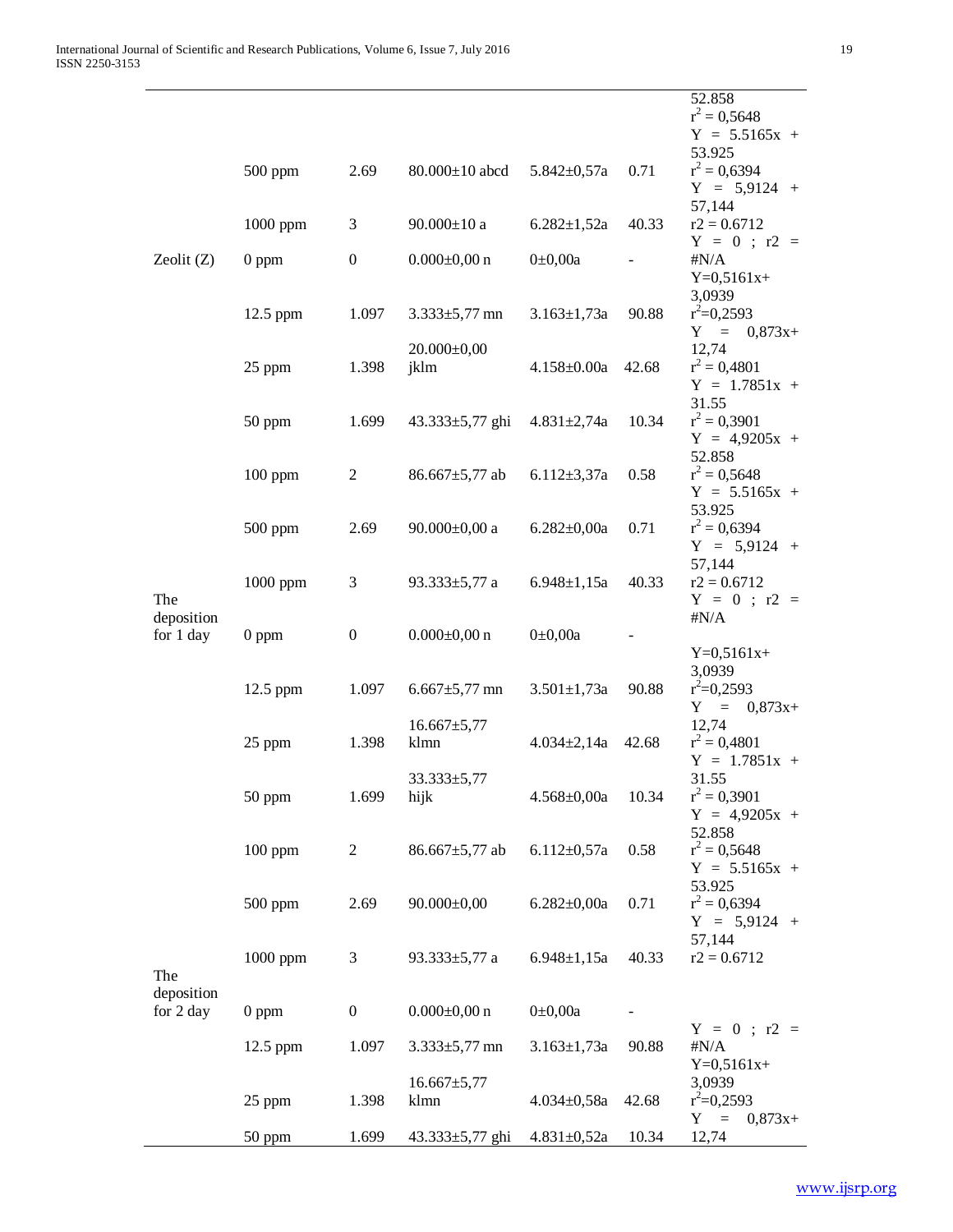| | | | | | | |
|---|---|---|---|---|---|---|
| | | | | | | 52.858 $r^2$ = 0,5648 Y = 5.5165x + |
| | 500 ppm | 2.69 | 80.000±10 abcd | 5.842±0,57a | 0.71 | 53.925 $r^2$ = 0,6394 Y = 5,9124 + |
| | 1000 ppm | 3 | 90.000±10 a | 6.282±1,52a | 40.33 | 57,144 r2 = 0.6712 Y = 0 ; r2 = |
| Zeolit (Z) | 0 ppm | 0 | 0.000±0,00 n | 0±0,00a | - | #N/A Y=0,5161x+ |
| | 12.5 ppm | 1.097 | 3.333±5,77 mn | 3.163±1,73a | 90.88 | 3,0939 $r^2$=0,2593 Y = 0,873x+ |
| | 25 ppm | 1.398 | 20.000±0,00 jklm | 4.158±0.00a | 42.68 | 12,74 $r^2$ = 0,4801 Y = 1.7851x + |
| | 50 ppm | 1.699 | 43.333±5,77 ghi | 4.831±2,74a | 10.34 | 31.55 $r^2$ = 0,3901 Y = 4,9205x + |
| | 100 ppm | 2 | 86.667±5,77 ab | 6.112±3,37a | 0.58 | 52.858 $r^2$ = 0,5648 Y = 5.5165x + |
| | 500 ppm | 2.69 | 90.000±0,00 a | 6.282±0,00a | 0.71 | 53.925 $r^2$ = 0,6394 Y = 5,9124 + |
| | 1000 ppm | 3 | 93.333±5,77 a | 6.948±1,15a | 40.33 | 57,144 r2 = 0.6712 Y = 0 ; r2 = |
| The deposition for 1 day | 0 ppm | 0 | 0.000±0,00 n | 0±0,00a | - | #N/A |
| | 12.5 ppm | 1.097 | 6.667±5,77 mn | 3.501±1,73a | 90.88 | Y=0,5161x+ 3,0939 $r^2$=0,2593 Y = 0,873x+ |
| | 25 ppm | 1.398 | 16.667±5,77 klmn | 4.034±2,14a | 42.68 | 12,74 $r^2$ = 0,4801 Y = 1.7851x + |
| | 50 ppm | 1.699 | 33.333±5,77 hijk | 4.568±0,00a | 10.34 | 31.55 $r^2$ = 0,3901 Y = 4,9205x + |
| | 100 ppm | 2 | 86.667±5,77 ab | 6.112±0,57a | 0.58 | 52.858 $r^2$ = 0,5648 Y = 5.5165x + |
| | 500 ppm | 2.69 | 90.000±0,00 | 6.282±0,00a | 0.71 | 53.925 $r^2$ = 0,6394 Y = 5,9124 + |
| | 1000 ppm | 3 | 93.333±5,77 a | 6.948±1,15a | 40.33 | 57,144 r2 = 0.6712 |
| The deposition for 2 day | 0 ppm | 0 | 0.000±0,00 n | 0±0,00a | - | |
| | 12.5 ppm | 1.097 | 3.333±5,77 mn | 3.163±1,73a | 90.88 | Y = 0 ; r2 = #N/A |
| | 25 ppm | 1.398 | 16.667±5,77 klmn | 4.034±0,58a | 42.68 | Y=0,5161x+ 3,0939 $r^2$=0,2593 |
| | 50 ppm | 1.699 | 43.333±5,77 ghi | 4.831±0,52a | 10.34 | Y = 0,873x+ 12,74 |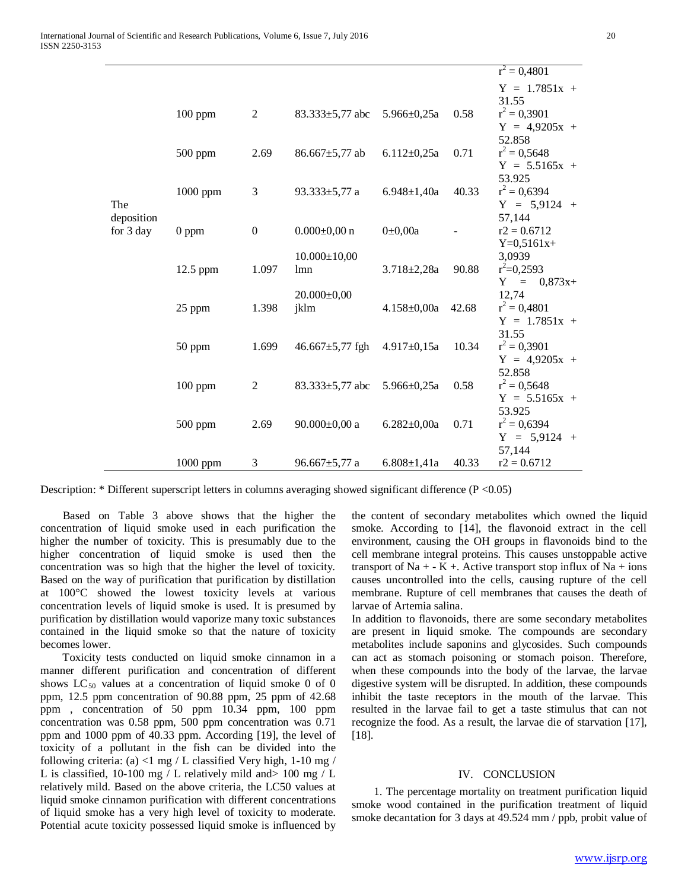| | | | | | | $r^2 = 0,4801$ |
|---|---|---|---|---|---|---|
| | 100 ppm | 2 | 83.333±5,77 abc | 5.966±0,25a | 0.58 | Y = 1.7851x + 31.55 $r^2 = 0,3901$ |
| | 500 ppm | 2.69 | 86.667±5,77 ab | 6.112±0,25a | 0.71 | Y = 4,9205x + 52.858 $r^2 = 0,5648$ |
| | 1000 ppm | 3 | 93.333±5,77 a | 6.948±1,40a | 40.33 | Y = 5.5165x + 53.925 $r^2 = 0,6394$ |
| The deposition for 3 day | 0 ppm | 0 | 0.000±0,00 n | 0±0,00a | - | Y = 5,9124 + 57,144 r2 = 0.6712 |
| | 12.5 ppm | 1.097 | 10.000±10,00 lmn | 3.718±2,28a | 90.88 | Y=0,5161x+ 3,0939 $r^2$=0,2593 |
| | 25 ppm | 1.398 | 20.000±0,00 jklm | 4.158±0,00a | 42.68 | Y = 0,873x+ 12,74 $r^2 = 0,4801$ |
| | 50 ppm | 1.699 | 46.667±5,77 fgh | 4.917±0,15a | 10.34 | Y = 1.7851x + 31.55 $r^2 = 0,3901$ |
| | 100 ppm | 2 | 83.333±5,77 abc | 5.966±0,25a | 0.58 | Y = 4,9205x + 52.858 $r^2 = 0,5648$ |
| | 500 ppm | 2.69 | 90.000±0,00 a | 6.282±0,00a | 0.71 | Y = 5.5165x + 53.925 $r^2 = 0,6394$ |
| | 1000 ppm | 3 | 96.667±5,77 a | 6.808±1,41a | 40.33 | Y = 5,9124 + 57,144 r2 = 0.6712 |

Description: * Different superscript letters in columns averaging showed significant difference (P <0.05)

Based on Table 3 above shows that the higher the concentration of liquid smoke used in each purification the higher the number of toxicity. This is presumably due to the higher concentration of liquid smoke is used then the concentration was so high that the higher the level of toxicity. Based on the way of purification that purification by distillation at 100°C showed the lowest toxicity levels at various concentration levels of liquid smoke is used. It is presumed by purification by distillation would vaporize many toxic substances contained in the liquid smoke so that the nature of toxicity becomes lower.

Toxicity tests conducted on liquid smoke cinnamon in a manner different purification and concentration of different shows $LC_{50}$ values at a concentration of liquid smoke 0 of 0 ppm, 12.5 ppm concentration of 90.88 ppm, 25 ppm of 42.68 ppm , concentration of 50 ppm 10.34 ppm, 100 ppm concentration was 0.58 ppm, 500 ppm concentration was 0.71 ppm and 1000 ppm of 40.33 ppm. According [19], the level of toxicity of a pollutant in the fish can be divided into the following criteria: (a) <1 mg / L classified Very high, 1-10 mg / L is classified, 10-100 mg / L relatively mild and> 100 mg / L relatively mild. Based on the above criteria, the LC50 values at liquid smoke cinnamon purification with different concentrations of liquid smoke has a very high level of toxicity to moderate. Potential acute toxicity possessed liquid smoke is influenced by the content of secondary metabolites which owned the liquid smoke. According to [14], the flavonoid extract in the cell environment, causing the OH groups in flavonoids bind to the cell membrane integral proteins. This causes unstoppable active transport of $Na^+$ - $K^+$. Active transport stop influx of $Na^+$ ions causes uncontrolled into the cells, causing rupture of the cell membrane. Rupture of cell membranes that causes the death of larvae of Artemia salina.

In addition to flavonoids, there are some secondary metabolites are present in liquid smoke. The compounds are secondary metabolites include saponins and glycosides. Such compounds can act as stomach poisoning or stomach poison. Therefore, when these compounds into the body of the larvae, the larvae digestive system will be disrupted. In addition, these compounds inhibit the taste receptors in the mouth of the larvae. This resulted in the larvae fail to get a taste stimulus that can not recognize the food. As a result, the larvae die of starvation [17], [18].

## IV. CONCLUSION

1. The percentage mortality on treatment purification liquid smoke wood contained in the purification treatment of liquid smoke decantation for 3 days at 49.524 mm / ppb, probit value of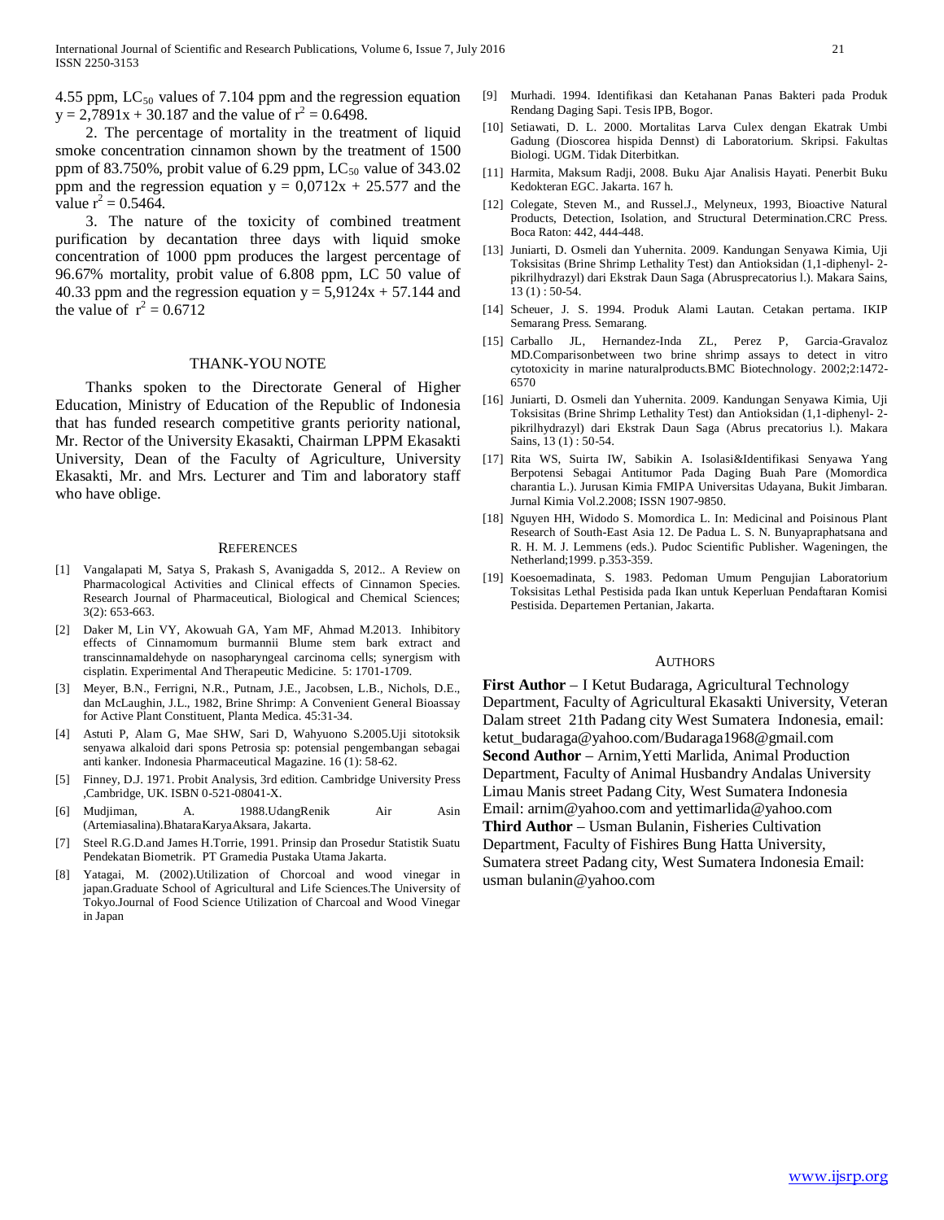4.55 ppm, $LC_{50}$ values of 7.104 ppm and the regression equation $y = 2{,}7891x + 30.187$ and the value of $r^2 = 0.6498$.

2. The percentage of mortality in the treatment of liquid smoke concentration cinnamon shown by the treatment of 1500 ppm of 83.750%, probit value of 6.29 ppm, $LC_{50}$ value of 343.02 ppm and the regression equation $y = 0{,}0712x + 25.577$ and the value $r^2 = 0.5464$.

3. The nature of the toxicity of combined treatment purification by decantation three days with liquid smoke concentration of 1000 ppm produces the largest percentage of 96.67% mortality, probit value of 6.808 ppm, LC 50 value of 40.33 ppm and the regression equation $y = 5{,}9124x + 57.144$ and the value of $r^2 = 0.6712$

## THANK-YOU NOTE

Thanks spoken to the Directorate General of Higher Education, Ministry of Education of the Republic of Indonesia that has funded research competitive grants periority national, Mr. Rector of the University Ekasakti, Chairman LPPM Ekasakti University, Dean of the Faculty of Agriculture, University Ekasakti, Mr. and Mrs. Lecturer and Tim and laboratory staff who have oblige.

## REFERENCES

[1] Vangalapati M, Satya S, Prakash S, Avanigadda S, 2012.. A Review on Pharmacological Activities and Clinical effects of Cinnamon Species. Research Journal of Pharmaceutical, Biological and Chemical Sciences; 3(2): 653-663.

[2] Daker M, Lin VY, Akowuah GA, Yam MF, Ahmad M.2013. Inhibitory effects of Cinnamomum burmannii Blume stem bark extract and transcinnamaldehyde on nasopharyngeal carcinoma cells; synergism with cisplatin. Experimental And Therapeutic Medicine. 5: 1701-1709.

[3] Meyer, B.N., Ferrigni, N.R., Putnam, J.E., Jacobsen, L.B., Nichols, D.E., dan McLaughin, J.L., 1982, Brine Shrimp: A Convenient General Bioassay for Active Plant Constituent, Planta Medica. 45:31-34.

[4] Astuti P, Alam G, Mae SHW, Sari D, Wahyuono S.2005.Uji sitotoksik senyawa alkaloid dari spons Petrosia sp: potensial pengembangan sebagai anti kanker. Indonesia Pharmaceutical Magazine. 16 (1): 58-62.

[5] Finney, D.J. 1971. Probit Analysis, 3rd edition. Cambridge University Press ,Cambridge, UK. ISBN 0-521-08041-X.

[6] Mudjiman, A. 1988.UdangRenik Air Asin (Artemiasalina).BhataraKaryaAksara, Jakarta.

[7] Steel R.G.D.and James H.Torrie, 1991. Prinsip dan Prosedur Statistik Suatu Pendekatan Biometrik. PT Gramedia Pustaka Utama Jakarta.

[8] Yatagai, M. (2002).Utilization of Chorcoal and wood vinegar in japan.Graduate School of Agricultural and Life Sciences.The University of Tokyo.Journal of Food Science Utilization of Charcoal and Wood Vinegar in Japan

[9] Murhadi. 1994. Identifikasi dan Ketahanan Panas Bakteri pada Produk Rendang Daging Sapi. Tesis IPB, Bogor.

[10] Setiawati, D. L. 2000. Mortalitas Larva Culex dengan Ekatrak Umbi Gadung (Dioscorea hispida Dennst) di Laboratorium. Skripsi. Fakultas Biologi. UGM. Tidak Diterbitkan.

[11] Harmita, Maksum Radji, 2008. Buku Ajar Analisis Hayati. Penerbit Buku Kedokteran EGC. Jakarta. 167 h.

[12] Colegate, Steven M., and Russel.J., Melyneux, 1993, Bioactive Natural Products, Detection, Isolation, and Structural Determination.CRC Press. Boca Raton: 442, 444-448.

[13] Juniarti, D. Osmeli dan Yuhernita. 2009. Kandungan Senyawa Kimia, Uji Toksisitas (Brine Shrimp Lethality Test) dan Antioksidan (1,1-diphenyl- 2-pikrilhydrazyl) dari Ekstrak Daun Saga (Abrusprecatorius l.). Makara Sains, 13 (1) : 50-54.

[14] Scheuer, J. S. 1994. Produk Alami Lautan. Cetakan pertama. IKIP Semarang Press. Semarang.

[15] Carballo JL, Hernandez-Inda ZL, Perez P, Garcia-Gravaloz MD.Comparisonbetween two brine shrimp assays to detect in vitro cytotoxicity in marine naturalproducts.BMC Biotechnology. 2002;2:1472-6570

[16] Juniarti, D. Osmeli dan Yuhernita. 2009. Kandungan Senyawa Kimia, Uji Toksisitas (Brine Shrimp Lethality Test) dan Antioksidan (1,1-diphenyl- 2-pikrilhydrazyl) dari Ekstrak Daun Saga (Abrus precatorius l.). Makara Sains, 13 (1) : 50-54.

[17] Rita WS, Suirta IW, Sabikin A. Isolasi&Identifikasi Senyawa Yang Berpotensi Sebagai Antitumor Pada Daging Buah Pare (Momordica charantia L.). Jurusan Kimia FMIPA Universitas Udayana, Bukit Jimbaran. Jurnal Kimia Vol.2.2008; ISSN 1907-9850.

[18] Nguyen HH, Widodo S. Momordica L. In: Medicinal and Poisinous Plant Research of South-East Asia 12. De Padua L. S. N. Bunyapraphatsana and R. H. M. J. Lemmens (eds.). Pudoc Scientific Publisher. Wageningen, the Netherland;1999. p.353-359.

[19] Koesoemadinata, S. 1983. Pedoman Umum Pengujian Laboratorium Toksisitas Lethal Pestisida pada Ikan untuk Keperluan Pendaftaran Komisi Pestisida. Departemen Pertanian, Jakarta.

## AUTHORS

**First Author** – I Ketut Budaraga, Agricultural Technology Department, Faculty of Agricultural Ekasakti University, Veteran Dalam street 21th Padang city West Sumatera Indonesia, email: ketut_budaraga@yahoo.com/Budaraga1968@gmail.com

**Second Author** – Arnim,Yetti Marlida, Animal Production Department, Faculty of Animal Husbandry Andalas University Limau Manis street Padang City, West Sumatera Indonesia Email: arnim@yahoo.com and yettimarlida@yahoo.com

**Third Author** – Usman Bulanin, Fisheries Cultivation Department, Faculty of Fishires Bung Hatta University, Sumatera street Padang city, West Sumatera Indonesia Email: usman bulanin@yahoo.com